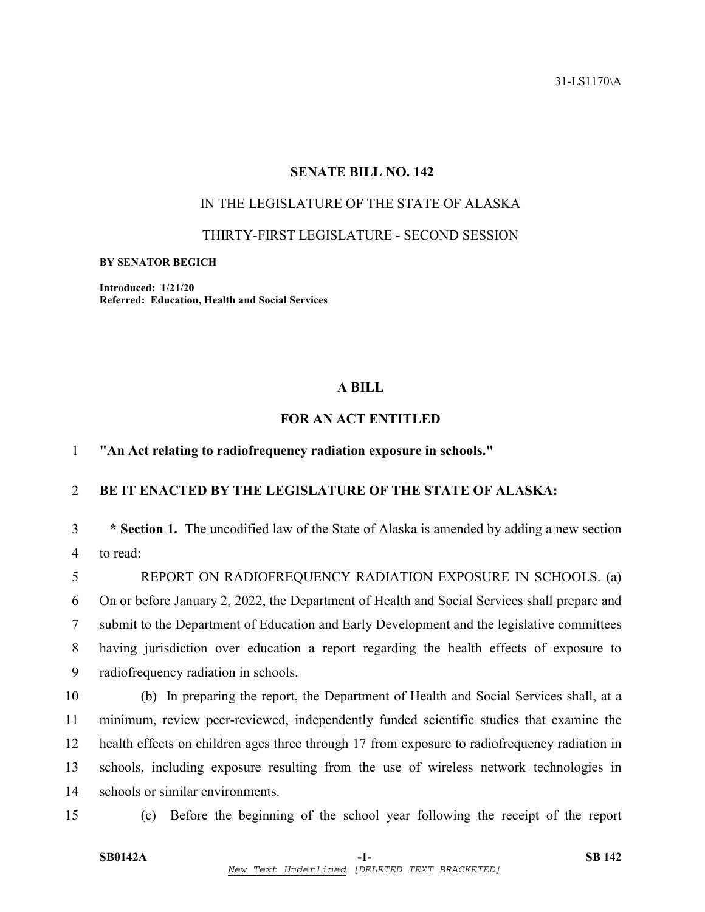31-LS1170\A

# SENATE BILL NO. 142

## IN THE LEGISLATURE OF THE STATE OF ALASKA

## THIRTY-FIRST LEGISLATURE - SECOND SESSION

**BY SENATOR BEGICH**

**Introduced: 1/21/20**
**Referred: Education, Health and Social Services**

## A BILL

## FOR AN ACT ENTITLED

1 **"An Act relating to radiofrequency radiation exposure in schools."**

2 **BE IT ENACTED BY THE LEGISLATURE OF THE STATE OF ALASKA:**

3 **\* Section 1.** The uncodified law of the State of Alaska is amended by adding a new section
4 to read:

5 REPORT ON RADIOFREQUENCY RADIATION EXPOSURE IN SCHOOLS. (a)
6 On or before January 2, 2022, the Department of Health and Social Services shall prepare and
7 submit to the Department of Education and Early Development and the legislative committees
8 having jurisdiction over education a report regarding the health effects of exposure to
9 radiofrequency radiation in schools.

10 (b) In preparing the report, the Department of Health and Social Services shall, at a
11 minimum, review peer-reviewed, independently funded scientific studies that examine the
12 health effects on children ages three through 17 from exposure to radiofrequency radiation in
13 schools, including exposure resulting from the use of wireless network technologies in
14 schools or similar environments.

15 (c) Before the beginning of the school year following the receipt of the report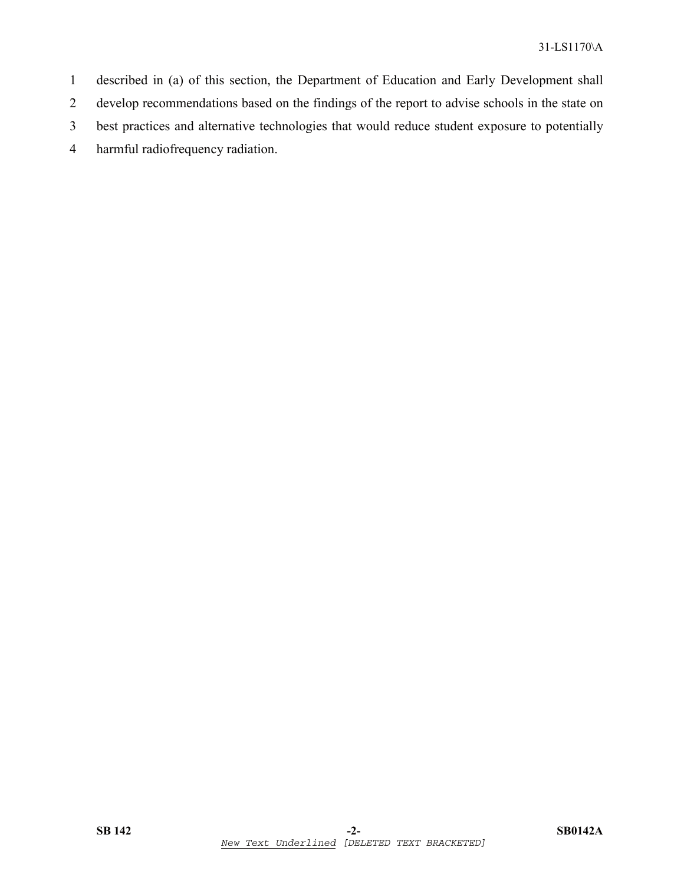described in (a) of this section, the Department of Education and Early Development shall develop recommendations based on the findings of the report to advise schools in the state on best practices and alternative technologies that would reduce student exposure to potentially harmful radiofrequency radiation.